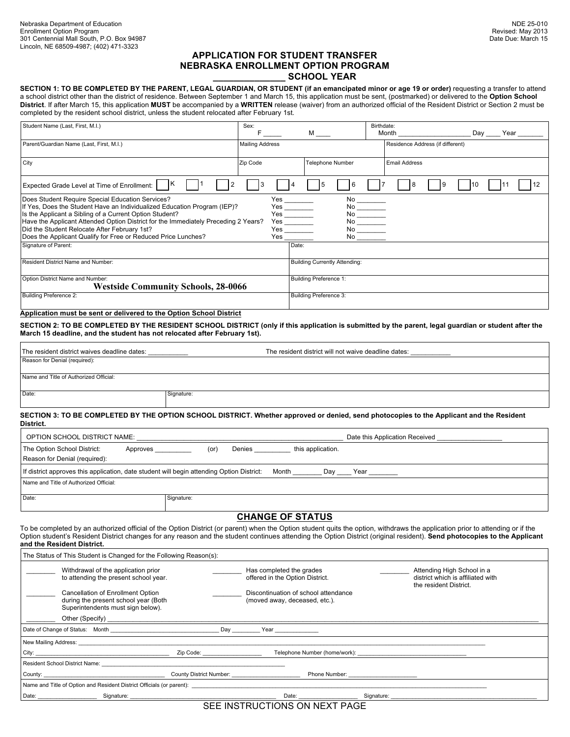Nebraska Department of Education
Enrollment Option Program
301 Centennial Mall South, P.O. Box 94987
Lincoln, NE 68509-4987; (402) 471-3323

NDE 25-010
Revised: May 2013
Date Due: March 15

# APPLICATION FOR STUDENT TRANSFER
# NEBRASKA ENROLLMENT OPTION PROGRAM
# _______________ SCHOOL YEAR

**SECTION 1: TO BE COMPLETED BY THE PARENT, LEGAL GUARDIAN, OR STUDENT (if an emancipated minor or age 19 or order)** requesting a transfer to attend a school district other than the district of residence. Between September 1 and March 15, this application must be sent, (postmarked) or delivered to the **Option School District**. If after March 15, this application **MUST** be accompanied by a **WRITTEN** release (waiver) from an authorized official of the Resident District or Section 2 must be completed by the resident school district, unless the student relocated after February 1st.

| Student Name (Last, First, M.I.) | Sex: F _____ M ____ | Birthdate: Month ____________________ Day ____ Year _______ |
|---|---|---|
| Parent/Guardian Name (Last, First, M.I.) | Mailing Address | Residence Address (if different) |
| City | Zip Code / Telephone Number | Email Address |

Expected Grade Level at Time of Enrollment: ☐ K ☐ 1 ☐ 2 ☐ 3 ☐ 4 ☐ 5 ☐ 6 ☐ 7 ☐ 8 ☐ 9 ☐ 10 ☐ 11 ☐ 12

| | | |
|---|---|---|
| Does Student Require Special Education Services? | Yes ________ | No ________ |
| If Yes, Does the Student Have an Individualized Education Program (IEP)? | Yes ________ | No ________ |
| Is the Applicant a Sibling of a Current Option Student? | Yes ________ | No ________ |
| Have the Applicant Attended Option District for the Immediately Preceding 2 Years? | Yes ________ | No ________ |
| Did the Student Relocate After February 1st? | Yes ________ | No ________ |
| Does the Applicant Qualify for Free or Reduced Price Lunches? | Yes ________ | No ________ |

| | |
|---|---|
| Signature of Parent: | Date: |
| Resident District Name and Number: | Building Currently Attending: |
| Option District Name and Number: **Westside Community Schools, 28-0066** | Building Preference 1: |
| Building Preference 2: | Building Preference 3: |

**Application must be sent or delivered to the Option School District**

**SECTION 2: TO BE COMPLETED BY THE RESIDENT SCHOOL DISTRICT (only if this application is submitted by the parent, legal guardian or student after the March 15 deadline, and the student has not relocated after February 1st).**

| | |
|---|---|
| The resident district waives deadline dates: __________ | The resident district will not waive deadline dates: __________ |
| Reason for Denial (required): | |
| Name and Title of Authorized Official: | |
| Date: | Signature: |

**SECTION 3: TO BE COMPLETED BY THE OPTION SCHOOL DISTRICT. Whether approved or denied, send photocopies to the Applicant and the Resident District.**

| | |
|---|---|
| OPTION SCHOOL DISTRICT NAME: ____________________________________ | Date this Application Received _________________ |
| The Option School District: Approves _________ (or) Denies _________ this application. Reason for Denial (required): | |
| If district approves this application, date student will begin attending Option District: Month ________ Day ____ Year ________ | |
| Name and Title of Authorized Official: | |
| Date: | Signature: |

## CHANGE OF STATUS

To be completed by an authorized official of the Option District (or parent) when the Option student quits the option, withdraws the application prior to attending or if the Option student's Resident District changes for any reason and the student continues attending the Option District (original resident). **Send photocopies to the Applicant and the Resident District.**

The Status of This Student is Changed for the Following Reason(s):

________ Withdrawal of the application prior to attending the present school year.

________ Has completed the grades offered in the Option District.

________ Attending High School in a district which is affiliated with the resident District.

________ Cancellation of Enrollment Option during the present school year (Both Superintendents must sign below).

________ Discontinuation of school attendance (moved away, deceased, etc.).

________ Other (Specify) ____________________________________________

Date of Change of Status: Month ______________________ Day ________ Year _____________

New Mailing Address: ____________________________________________

City: ______________________ Zip Code: ______________ Telephone Number (home/work): ______________________

Resident School District Name: ____________________________________________

County: ______________________ County District Number: ______________ Phone Number: ______________

Name and Title of Option and Resident District Officials (or parent): ____________________________________________

Date: ______________ Signature: ______________________ Date: ______________ Signature: ______________________

SEE INSTRUCTIONS ON NEXT PAGE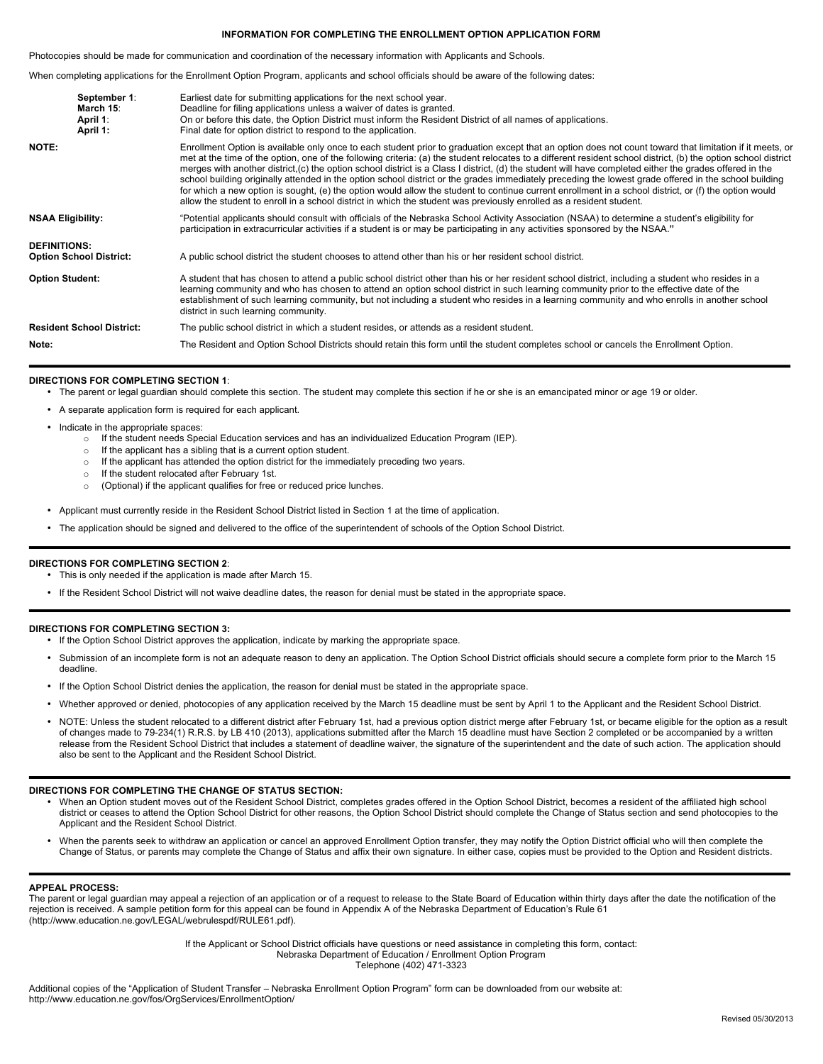## INFORMATION FOR COMPLETING THE ENROLLMENT OPTION APPLICATION FORM

Photocopies should be made for communication and coordination of the necessary information with Applicants and Schools.

When completing applications for the Enrollment Option Program, applicants and school officials should be aware of the following dates:

| | |
|---|---|
| **September 1**: | Earliest date for submitting applications for the next school year. |
| **March 15**: | Deadline for filing applications unless a waiver of dates is granted. |
| **April 1**: | On or before this date, the Option District must inform the Resident District of all names of applications. |
| **April 1:** | Final date for option district to respond to the application. |

**NOTE:** Enrollment Option is available only once to each student prior to graduation except that an option does not count toward that limitation if it meets, or met at the time of the option, one of the following criteria: (a) the student relocates to a different resident school district, (b) the option school district merges with another district,(c) the option school district is a Class I district, (d) the student will have completed either the grades offered in the school building originally attended in the option school district or the grades immediately preceding the lowest grade offered in the school building for which a new option is sought, (e) the option would allow the student to continue current enrollment in a school district, or (f) the option would allow the student to enroll in a school district in which the student was previously enrolled as a resident student.

**NSAA Eligibility:** "Potential applicants should consult with officials of the Nebraska School Activity Association (NSAA) to determine a student's eligibility for participation in extracurricular activities if a student is or may be participating in any activities sponsored by the NSAA."

**DEFINITIONS:**

**Option School District:** A public school district the student chooses to attend other than his or her resident school district.

**Option Student:** A student that has chosen to attend a public school district other than his or her resident school district, including a student who resides in a learning community and who has chosen to attend an option school district in such learning community prior to the effective date of the establishment of such learning community, but not including a student who resides in a learning community and who enrolls in another school district in such learning community.

**Resident School District:** The public school district in which a student resides, or attends as a resident student.

**Note:** The Resident and Option School Districts should retain this form until the student completes school or cancels the Enrollment Option.

---

### DIRECTIONS FOR COMPLETING SECTION 1:

- The parent or legal guardian should complete this section. The student may complete this section if he or she is an emancipated minor or age 19 or older.
- A separate application form is required for each applicant.
- Indicate in the appropriate spaces:
  - If the student needs Special Education services and has an individualized Education Program (IEP).
  - If the applicant has a sibling that is a current option student.
  - If the applicant has attended the option district for the immediately preceding two years.
  - If the student relocated after February 1st.
  - (Optional) if the applicant qualifies for free or reduced price lunches.
- Applicant must currently reside in the Resident School District listed in Section 1 at the time of application.
- The application should be signed and delivered to the office of the superintendent of schools of the Option School District.

---

### DIRECTIONS FOR COMPLETING SECTION 2:

- This is only needed if the application is made after March 15.
- If the Resident School District will not waive deadline dates, the reason for denial must be stated in the appropriate space.

---

### DIRECTIONS FOR COMPLETING SECTION 3:

- If the Option School District approves the application, indicate by marking the appropriate space.
- Submission of an incomplete form is not an adequate reason to deny an application. The Option School District officials should secure a complete form prior to the March 15 deadline.
- If the Option School District denies the application, the reason for denial must be stated in the appropriate space.
- Whether approved or denied, photocopies of any application received by the March 15 deadline must be sent by April 1 to the Applicant and the Resident School District.
- NOTE: Unless the student relocated to a different district after February 1st, had a previous option district merge after February 1st, or became eligible for the option as a result of changes made to 79-234(1) R.R.S. by LB 410 (2013), applications submitted after the March 15 deadline must have Section 2 completed or be accompanied by a written release from the Resident School District that includes a statement of deadline waiver, the signature of the superintendent and the date of such action. The application should also be sent to the Applicant and the Resident School District.

---

### DIRECTIONS FOR COMPLETING THE CHANGE OF STATUS SECTION:

- When an Option student moves out of the Resident School District, completes grades offered in the Option School District, becomes a resident of the affiliated high school district or ceases to attend the Option School District for other reasons, the Option School District should complete the Change of Status section and send photocopies to the Applicant and the Resident School District.
- When the parents seek to withdraw an application or cancel an approved Enrollment Option transfer, they may notify the Option District official who will then complete the Change of Status, or parents may complete the Change of Status and affix their own signature. In either case, copies must be provided to the Option and Resident districts.

---

### APPEAL PROCESS:

The parent or legal guardian may appeal a rejection of an application or of a request to release to the State Board of Education within thirty days after the date the notification of the rejection is received. A sample petition form for this appeal can be found in Appendix A of the Nebraska Department of Education's Rule 61 (http://www.education.ne.gov/LEGAL/webrulespdf/RULE61.pdf).

If the Applicant or School District officials have questions or need assistance in completing this form, contact:
Nebraska Department of Education / Enrollment Option Program
Telephone (402) 471-3323

Additional copies of the "Application of Student Transfer – Nebraska Enrollment Option Program" form can be downloaded from our website at: http://www.education.ne.gov/fos/OrgServices/EnrollmentOption/

Revised 05/30/2013